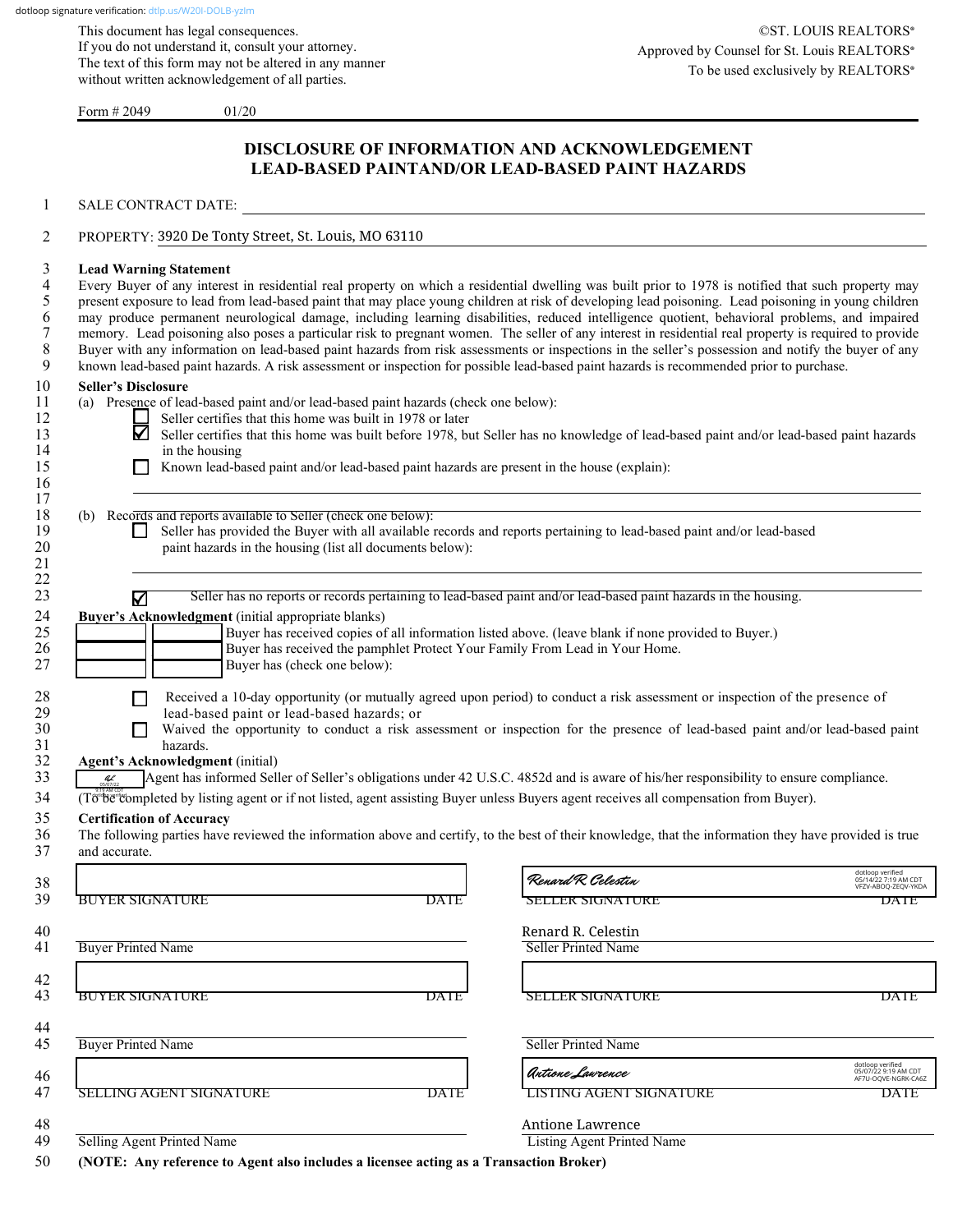dotloop signature verification: dtlp.us/W20I-DOLB-yzlm

This document has legal consequences.
If you do not understand it, consult your attorney.
The text of this form may not be altered in any manner
without written acknowledgement of all parties.

©ST. LOUIS REALTORS®
Approved by Counsel for St. Louis REALTORS®
To be used exclusively by REALTORS®

Form # 2049 01/20

# DISCLOSURE OF INFORMATION AND ACKNOWLEDGEMENT LEAD-BASED PAINTAND/OR LEAD-BASED PAINT HAZARDS

1 SALE CONTRACT DATE: ____________________

2 PROPERTY: 3920 De Tonty Street, St. Louis, MO 63110

3 **Lead Warning Statement**
4–9 Every Buyer of any interest in residential real property on which a residential dwelling was built prior to 1978 is notified that such property may present exposure to lead from lead-based paint that may place young children at risk of developing lead poisoning. Lead poisoning in young children may produce permanent neurological damage, including learning disabilities, reduced intelligence quotient, behavioral problems, and impaired memory. Lead poisoning also poses a particular risk to pregnant women. The seller of any interest in residential real property is required to provide Buyer with any information on lead-based paint hazards from risk assessments or inspections in the seller's possession and notify the buyer of any known lead-based paint hazards. A risk assessment or inspection for possible lead-based paint hazards is recommended prior to purchase.

10 **Seller's Disclosure**
11 (a) Presence of lead-based paint and/or lead-based paint hazards (check one below):
12 ☐ Seller certifies that this home was built in 1978 or later
13–14 ☑ Seller certifies that this home was built before 1978, but Seller has no knowledge of lead-based paint and/or lead-based paint hazards in the housing
15 ☐ Known lead-based paint and/or lead-based paint hazards are present in the house (explain):
16–17 ____________________

18 (b) Records and reports available to Seller (check one below):
19–20 ☐ Seller has provided the Buyer with all available records and reports pertaining to lead-based paint and/or lead-based paint hazards in the housing (list all documents below):
21–22 ____________________
23 ☑ Seller has no reports or records pertaining to lead-based paint and/or lead-based paint hazards in the housing.

24 **Buyer's Acknowledgment** (initial appropriate blanks)
25 ______ ______ Buyer has received copies of all information listed above. (leave blank if none provided to Buyer.)
26 ______ ______ Buyer has received the pamphlet Protect Your Family From Lead in Your Home.
27 ______ ______ Buyer has (check one below):

28–29 ☐ Received a 10-day opportunity (or mutually agreed upon period) to conduct a risk assessment or inspection of the presence of lead-based paint or lead-based hazards; or
30–31 ☐ Waived the opportunity to conduct a risk assessment or inspection for the presence of lead-based paint and/or lead-based paint hazards.

32 **Agent's Acknowledgment** (initial)
33 AL (05/07/22 9:19 AM CDT dotloop verified) Agent has informed Seller of Seller's obligations under 42 U.S.C. 4852d and is aware of his/her responsibility to ensure compliance.
34 (To be completed by listing agent or if not listed, agent assisting Buyer unless Buyers agent receives all compensation from Buyer).

35 **Certification of Accuracy**
36–37 The following parties have reviewed the information above and certify, to the best of their knowledge, that the information they provided is true and accurate.

| | |
|---|---|
| 38–39 ____________________ BUYER SIGNATURE DATE | *Renard R Celestin* (dotloop verified 05/14/22 7:19 AM CDT VFZV-ABOQ-ZEQV-YKDA) SELLER SIGNATURE DATE |
| 40–41 ____________________ Buyer Printed Name | Renard R. Celestin — Seller Printed Name |
| 42–43 ____________________ BUYER SIGNATURE DATE | ____________________ SELLER SIGNATURE DATE |
| 44–45 ____________________ Buyer Printed Name | ____________________ Seller Printed Name |
| 46–47 ____________________ SELLING AGENT SIGNATURE DATE | *Antione Lawrence* (dotloop verified 05/07/22 9:19 AM CDT AF7U-OQVE-NGRK-CA6Z) LISTING AGENT SIGNATURE DATE |
| 48–49 ____________________ Selling Agent Printed Name | Antione Lawrence — Listing Agent Printed Name |

50 **(NOTE: Any reference to Agent also includes a licensee acting as a Transaction Broker)**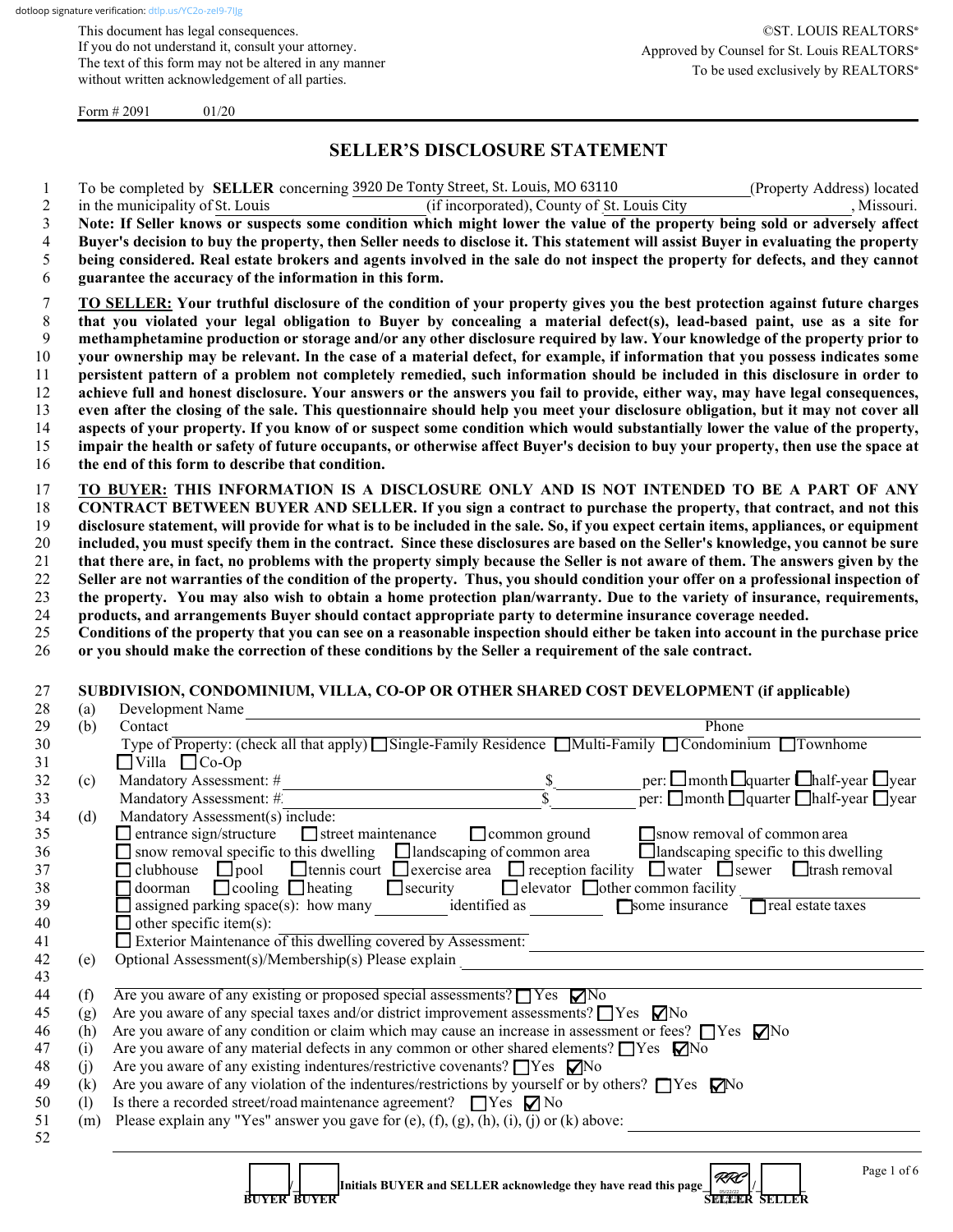dotloop signature verification: dtlp.us/YC2o-zeI9-7IJg

This document has legal consequences.
If you do not understand it, consult your attorney.
The text of this form may not be altered in any manner without written acknowledgement of all parties.

©ST. LOUIS REALTORS®
Approved by Counsel for St. Louis REALTORS®
To be used exclusively by REALTORS®

Form # 2091 01/20

# SELLER'S DISCLOSURE STATEMENT

1 To be completed by **SELLER** concerning 3920 De Tonty Street, St. Louis, MO 63110 (Property Address) located
2 in the municipality of St. Louis (if incorporated), County of St. Louis City, Missouri.
3 **Note: If Seller knows or suspects some condition which might lower the value of the property being sold or adversely affect**
4 **Buyer's decision to buy the property, then Seller needs to disclose it. This statement will assist Buyer in evaluating the property**
5 **being considered. Real estate brokers and agents involved in the sale do not inspect the property for defects, and they cannot**
6 **guarantee the accuracy of the information in this form.**

7 **TO SELLER: Your truthful disclosure of the condition of your property gives you the best protection against future charges**
8 **that you violated your legal obligation to Buyer by concealing a material defect(s), lead-based paint, use as a site for**
9 **methamphetamine production or storage and/or any other disclosure required by law. Your knowledge of the property prior to**
10 **your ownership may be relevant. In the case of a material defect, for example, if information that you possess indicates some**
11 **persistent pattern of a problem not completely remedied, such information should be included in this disclosure in order to**
12 **achieve full and honest disclosure. Your answers or the answers you fail to provide, either way, may have legal consequences,**
13 **even after the closing of the sale. This questionnaire should help you meet your disclosure obligation, but it may not cover all**
14 **aspects of your property. If you know of or suspect some condition which would substantially lower the value of the property,**
15 **impair the health or safety of future occupants, or otherwise affect Buyer's decision to buy your property, then use the space at**
16 **the end of this form to describe that condition.**

17 **TO BUYER: THIS INFORMATION IS A DISCLOSURE ONLY AND IS NOT INTENDED TO BE A PART OF ANY**
18 **CONTRACT BETWEEN BUYER AND SELLER. If you sign a contract to purchase the property, that contract, and not this**
19 **disclosure statement, will provide for what is to be included in the sale. So, if you expect certain items, appliances, or equipment**
20 **included, you must specify them in the contract. Since these disclosures are based on the Seller's knowledge, you cannot be sure**
21 **that there are, in fact, no problems with the property simply because the Seller is not aware of them. The answers given by the**
22 **Seller are not warranties of the condition of the property. Thus, you should condition your offer on a professional inspection of**
23 **the property. You may also wish to obtain a home protection plan/warranty. Due to the variety of insurance, requirements,**
24 **products, and arrangements Buyer should contact appropriate party to determine insurance coverage needed.**
25 **Conditions of the property that you can see on a reasonable inspection should either be taken into account in the purchase price**
26 **or you should make the correction of these conditions by the Seller a requirement of the sale contract.**

27 **SUBDIVISION, CONDOMINIUM, VILLA, CO-OP OR OTHER SHARED COST DEVELOPMENT (if applicable)**
28 (a) Development Name ______
29 (b) Contact ______ Phone ______
30 Type of Property: (check all that apply) ☐ Single-Family Residence ☐ Multi-Family ☐ Condominium ☐ Townhome
31 ☐ Villa ☐ Co-Op
32 (c) Mandatory Assessment: # ______ $ ______ per: ☐ month ☐ quarter ☐ half-year ☐ year
33 Mandatory Assessment: # ______ $ ______ per: ☐ month ☐ quarter ☐ half-year ☐ year
34 (d) Mandatory Assessment(s) include:
35 ☐ entrance sign/structure ☐ street maintenance ☐ common ground ☐ snow removal of common area
36 ☐ snow removal specific to this dwelling ☐ landscaping of common area ☐ landscaping specific to this dwelling
37 ☐ clubhouse ☐ pool ☐ tennis court ☐ exercise area ☐ reception facility ☐ water ☐ sewer ☐ trash removal
38 ☐ doorman ☐ cooling ☐ heating ☐ security ☐ elevator ☐ other common facility ______
39 ☐ assigned parking space(s): how many ______ identified as ______ ☐ some insurance ☐ real estate taxes
40 ☐ other specific item(s): ______
41 ☐ Exterior Maintenance of this dwelling covered by Assessment: ______
42 (e) Optional Assessment(s)/Membership(s) Please explain ______
43
44 (f) Are you aware of any existing or proposed special assessments? ☐ Yes ☑ No
45 (g) Are you aware of any special taxes and/or district improvement assessments? ☐ Yes ☑ No
46 (h) Are you aware of any condition or claim which may cause an increase in assessment or fees? ☐ Yes ☑ No
47 (i) Are you aware of any material defects in any common or other shared elements? ☐ Yes ☑ No
48 (j) Are you aware of any existing indentures/restrictive covenants? ☐ Yes ☑ No
49 (k) Are you aware of any violation of the indentures/restrictions by yourself or by others? ☐ Yes ☑ No
50 (l) Is there a recorded street/road maintenance agreement? ☐ Yes ☑ No
51 (m) Please explain any "Yes" answer you gave for (e), (f), (g), (h), (i), (j) or (k) above: ______
52

______ / ______ **Initials BUYER and SELLER acknowledge they have read this page** RRC / ______
BUYER BUYER SELLER SELLER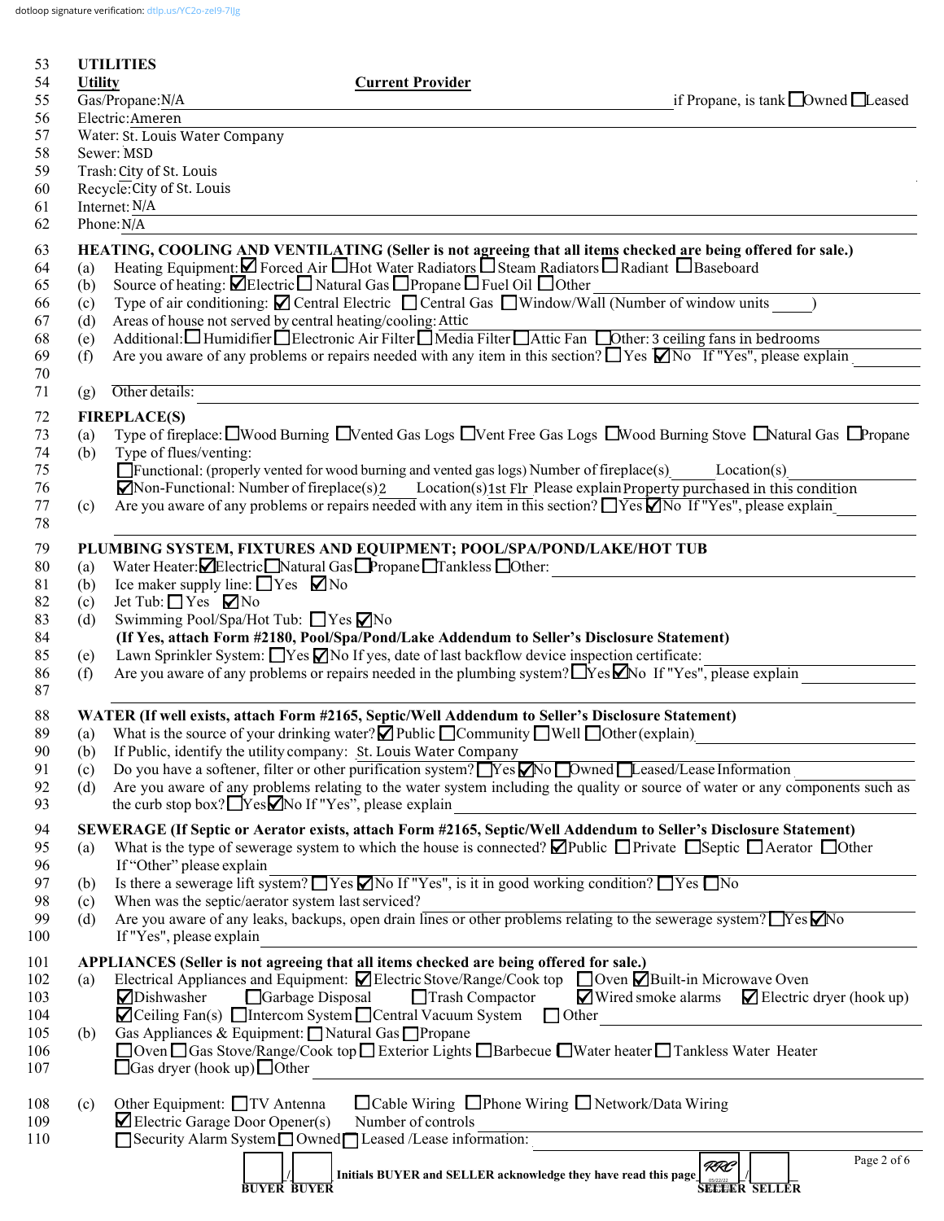dotloop signature verification: dtlp.us/YC2o-zeI9-7IJg

53 **UTILITIES**

54 **Utility** **Current Provider**

55 Gas/Propane: N/A if Propane, is tank ☐Owned ☐Leased

56 Electric: Ameren

57 Water: St. Louis Water Company

58 Sewer: MSD

59 Trash: City of St. Louis

60 Recycle: City of St. Louis

61 Internet: N/A

62 Phone: N/A

63 **HEATING, COOLING AND VENTILATING (Seller is not agreeing that all items checked are being offered for sale.)**

64 (a) Heating Equipment: ☑ Forced Air ☐Hot Water Radiators ☐ Steam Radiators ☐ Radiant ☐ Baseboard

65 (b) Source of heating: ☑Electric ☐ Natural Gas ☐Propane ☐ Fuel Oil ☐Other

66 (c) Type of air conditioning: ☑ Central Electric ☐ Central Gas ☐Window/Wall (Number of window units ____ )

67 (d) Areas of house not served by central heating/cooling: Attic

68 (e) Additional: ☐ Humidifier ☐Electronic Air Filter ☐ Media Filter ☐Attic Fan ☐Other: 3 ceiling fans in bedrooms

69 (f) Are you aware of any problems or repairs needed with any item in this section? ☐Yes ☑No If "Yes", please explain

70

71 (g) Other details:

72 **FIREPLACE(S)**

73 (a) Type of fireplace: ☐Wood Burning ☐Vented Gas Logs ☐Vent Free Gas Logs ☐Wood Burning Stove ☐Natural Gas ☐Propane

74 (b) Type of flues/venting:

75 ☐Functional: (properly vented for wood burning and vented gas logs) Number of fireplace(s) ____ Location(s) ____

76 ☑Non-Functional: Number of fireplace(s) 2 Location(s) 1st Flr Please explain Property purchased in this condition

77 (c) Are you aware of any problems or repairs needed with any item in this section? ☐Yes ☑No If "Yes", please explain

78

79 **PLUMBING SYSTEM, FIXTURES AND EQUIPMENT; POOL/SPA/POND/LAKE/HOT TUB**

80 (a) Water Heater: ☑Electric ☐Natural Gas ☐Propane ☐Tankless ☐Other:

81 (b) Ice maker supply line: ☐Yes ☑No

82 (c) Jet Tub: ☐ Yes ☑No

83 (d) Swimming Pool/Spa/Hot Tub: ☐Yes ☑No

84 **(If Yes, attach Form #2180, Pool/Spa/Pond/Lake Addendum to Seller's Disclosure Statement)**

85 (e) Lawn Sprinkler System: ☐Yes ☑No If yes, date of last backflow device inspection certificate:

86 (f) Are you aware of any problems or repairs needed in the plumbing system? ☐Yes ☑No If "Yes", please explain

87

88 **WATER (If well exists, attach Form #2165, Septic/Well Addendum to Seller's Disclosure Statement)**

89 (a) What is the source of your drinking water? ☑ Public ☐Community ☐Well ☐Other (explain)

90 (b) If Public, identify the utility company: St. Louis Water Company

91 (c) Do you have a softener, filter or other purification system? ☐Yes ☑No ☐Owned ☐Leased/Lease Information

92 (d) Are you aware of any problems relating to the water system including the quality or source of water or any components such as

93 the curb stop box? ☐Yes ☑No If "Yes", please explain

94 **SEWERAGE (If Septic or Aerator exists, attach Form #2165, Septic/Well Addendum to Seller's Disclosure Statement)**

95 (a) What is the type of sewerage system to which the house is connected? ☑Public ☐Private ☐Septic ☐Aerator ☐Other

96 If "Other" please explain

97 (b) Is there a sewerage lift system? ☐Yes ☑No If "Yes", is it in good working condition? ☐Yes ☐No

98 (c) When was the septic/aerator system last serviced?

99 (d) Are you aware of any leaks, backups, open drain lines or other problems relating to the sewerage system? ☐Yes ☑No

100 If "Yes", please explain

101 **APPLIANCES (Seller is not agreeing that all items checked are being offered for sale.)**

102 (a) Electrical Appliances and Equipment: ☑ Electric Stove/Range/Cook top ☐Oven ☑Built-in Microwave Oven

103 ☑Dishwasher ☐Garbage Disposal ☐Trash Compactor ☑Wired smoke alarms ☑ Electric dryer (hook up)

104 ☑Ceiling Fan(s) ☐Intercom System ☐Central Vacuum System ☐ Other

105 (b) Gas Appliances & Equipment: ☐ Natural Gas ☐Propane

106 ☐Oven ☐Gas Stove/Range/Cook top ☐ Exterior Lights ☐Barbecue ☐Water heater ☐Tankless Water Heater

107 ☐Gas dryer (hook up) ☐Other

108 (c) Other Equipment: ☐TV Antenna ☐Cable Wiring ☐Phone Wiring ☐Network/Data Wiring

109 ☑ Electric Garage Door Opener(s) Number of controls

110 ☐Security Alarm System ☐ Owned ☐ Leased /Lease information:

____ / ____ Initials BUYER and SELLER acknowledge they have read this page RRC 05/22/22 / ____

BUYER BUYER SELLER SELLER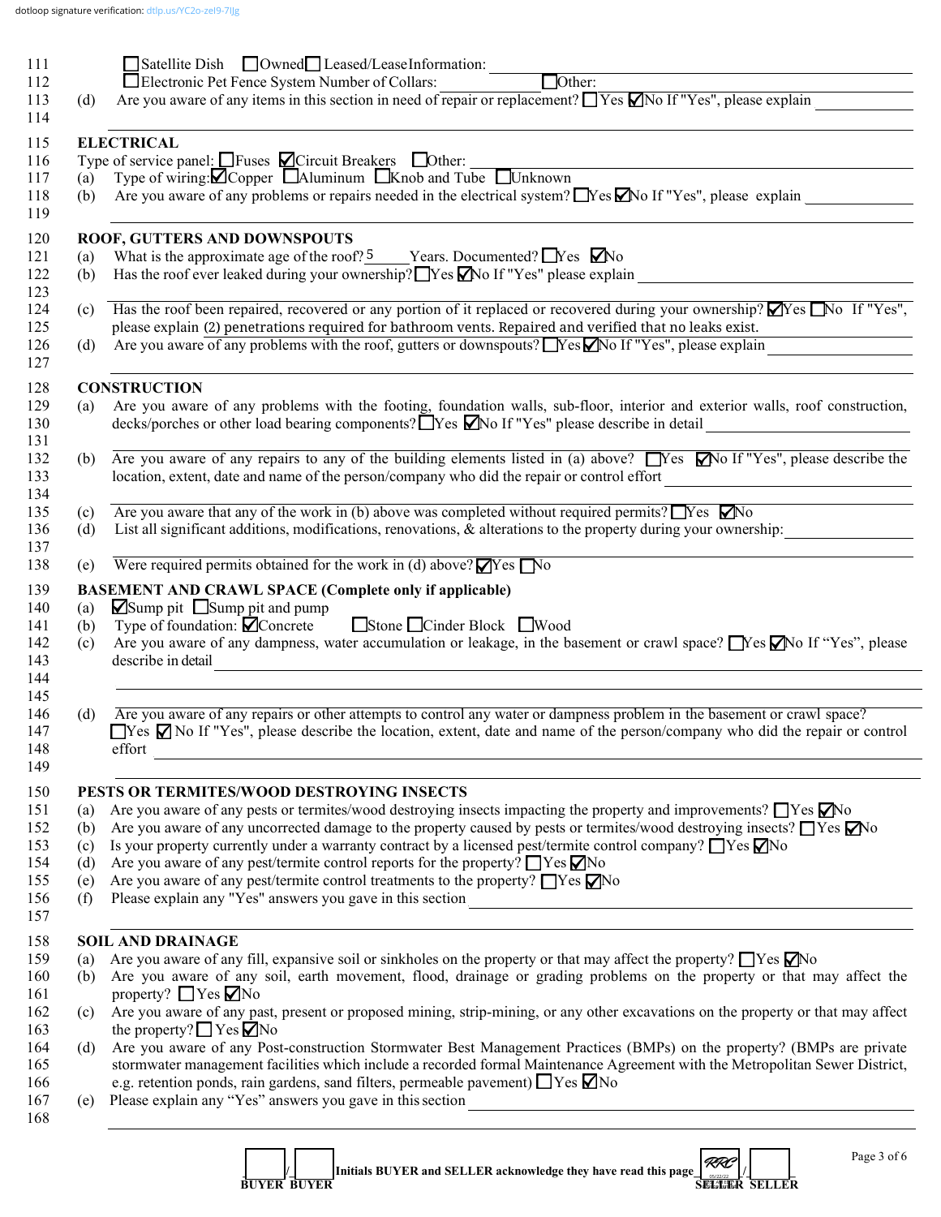111 ☐Satellite Dish ☐Owned ☐ Leased/Lease Information:

112 ☐Electronic Pet Fence System Number of Collars: ☐Other:

113 (d) Are you aware of any items in this section in need of repair or replacement? ☐ Yes ☑No If "Yes", please explain

114

## ELECTRICAL

115

116 Type of service panel: ☐Fuses ☑Circuit Breakers ☐Other:

117 (a) Type of wiring: ☑Copper ☐Aluminum ☐Knob and Tube ☐Unknown

118 (b) Are you aware of any problems or repairs needed in the electrical system? ☐Yes ☑No If "Yes", please explain

119

## ROOF, GUTTERS AND DOWNSPOUTS

120

121 (a) What is the approximate age of the roof? 5 Years. Documented? ☐Yes ☑No

122 (b) Has the roof ever leaked during your ownership? ☐Yes ☑No If "Yes" please explain

123

124 (c) Has the roof been repaired, recovered or any portion of it replaced or recovered during your ownership? ☑Yes ☐No If "Yes",

125 please explain (2) penetrations required for bathroom vents. Repaired and verified that no leaks exist.

126 (d) Are you aware of any problems with the roof, gutters or downspouts? ☐Yes ☑No If "Yes", please explain

127

## CONSTRUCTION

128

129 (a) Are you aware of any problems with the footing, foundation walls, sub-floor, interior and exterior walls, roof construction,

130 decks/porches or other load bearing components? ☐Yes ☑No If "Yes" please describe in detail

131

132 (b) Are you aware of any repairs to any of the building elements listed in (a) above? ☐Yes ☑No If "Yes", please describe the

133 location, extent, date and name of the person/company who did the repair or control effort

134

135 (c) Are you aware that any of the work in (b) above was completed without required permits? ☐Yes ☑No

136 (d) List all significant additions, modifications, renovations, & alterations to the property during your ownership:

137

138 (e) Were required permits obtained for the work in (d) above? ☑Yes ☐No

## BASEMENT AND CRAWL SPACE (Complete only if applicable)

139

140 (a) ☑Sump pit ☐Sump pit and pump

141 (b) Type of foundation: ☑Concrete ☐Stone ☐Cinder Block ☐Wood

142 (c) Are you aware of any dampness, water accumulation or leakage, in the basement or crawl space? ☐Yes ☑No If "Yes", please

143 describe in detail

144

145

146 (d) Are you aware of any repairs or other attempts to control any water or dampness problem in the basement or crawl space?

147 ☐Yes ☑ No If "Yes", please describe the location, extent, date and name of the person/company who did the repair or control

148 effort

149

## PESTS OR TERMITES/WOOD DESTROYING INSECTS

150

151 (a) Are you aware of any pests or termites/wood destroying insects impacting the property and improvements? ☐Yes ☑No

152 (b) Are you aware of any uncorrected damage to the property caused by pests or termites/wood destroying insects? ☐Yes ☑No

153 (c) Is your property currently under a warranty contract by a licensed pest/termite control company? ☐Yes ☑No

154 (d) Are you aware of any pest/termite control reports for the property? ☐Yes ☑No

155 (e) Are you aware of any pest/termite control treatments to the property? ☐Yes ☑No

156 (f) Please explain any "Yes" answers you gave in this section

157

## SOIL AND DRAINAGE

158

159 (a) Are you aware of any fill, expansive soil or sinkholes on the property or that may affect the property? ☐Yes ☑No

160 (b) Are you aware of any soil, earth movement, flood, drainage or grading problems on the property or that may affect the

161 property? ☐Yes ☑No

162 (c) Are you aware of any past, present or proposed mining, strip-mining, or any other excavations on the property or that may affect

163 the property? ☐Yes ☑No

164 (d) Are you aware of any Post-construction Stormwater Best Management Practices (BMPs) on the property? (BMPs are private

165 stormwater management facilities which include a recorded formal Maintenance Agreement with the Metropolitan Sewer District,

166 e.g. retention ponds, rain gardens, sand filters, permeable pavement) ☐Yes ☑No

167 (e) Please explain any "Yes" answers you gave in this section

168

BUYER ____ / BUYER ____ Initials BUYER and SELLER acknowledge they have read this page SELLER RRC / SELLER ____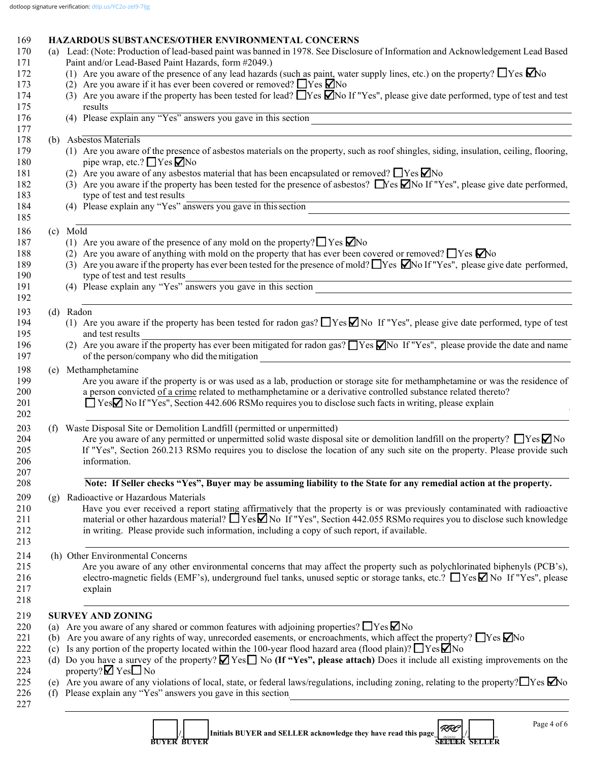dotloop signature verification: dtlp.us/YC2o-zeI9-7lJg

169 **HAZARDOUS SUBSTANCES/OTHER ENVIRONMENTAL CONCERNS**

170 (a) Lead: (Note: Production of lead-based paint was banned in 1978. See Disclosure of Information and Acknowledgement Lead Based
171 Paint and/or Lead-Based Paint Hazards, form #2049.)

172 (1) Are you aware of the presence of any lead hazards (such as paint, water supply lines, etc.) on the property? ☐ Yes ☑ No

173 (2) Are you aware if it has ever been covered or removed? ☐ Yes ☑ No

174 (3) Are you aware if the property has been tested for lead? ☐ Yes ☑ No If "Yes", please give date performed, type of test and test
175 results \_\_\_\_\_\_\_\_\_\_

176 (4) Please explain any "Yes" answers you gave in this section \_\_\_\_\_\_\_\_\_\_

177 

178 (b) Asbestos Materials

179 (1) Are you aware of the presence of asbestos materials on the property, such as roof shingles, siding, insulation, ceiling, flooring,
180 pipe wrap, etc.? ☐ Yes ☑ No

181 (2) Are you aware of any asbestos material that has been encapsulated or removed? ☐ Yes ☑ No

182 (3) Are you aware if the property has been tested for the presence of asbestos? ☐ Yes ☑ No If "Yes", please give date performed,
183 type of test and test results \_\_\_\_\_\_\_\_\_\_

184 (4) Please explain any "Yes" answers you gave in this section \_\_\_\_\_\_\_\_\_\_

185 

186 (c) Mold

187 (1) Are you aware of the presence of any mold on the property? ☐ Yes ☑ No

188 (2) Are you aware of anything with mold on the property that has ever been covered or removed? ☐ Yes ☑ No

189 (3) Are you aware if the property has ever been tested for the presence of mold? ☐ Yes ☑ No If "Yes", please give date performed,
190 type of test and test results \_\_\_\_\_\_\_\_\_\_

191 (4) Please explain any "Yes" answers you gave in this section \_\_\_\_\_\_\_\_\_\_

192 

193 (d) Radon

194 (1) Are you aware if the property has been tested for radon gas? ☐ Yes ☑ No If "Yes", please give date performed, type of test
195 and test results \_\_\_\_\_\_\_\_\_\_

196 (2) Are you aware if the property has ever been mitigated for radon gas? ☐ Yes ☑ No If "Yes", please provide the date and name
197 of the person/company who did the mitigation \_\_\_\_\_\_\_\_\_\_

198 (e) Methamphetamine

199 Are you aware if the property is or was used as a lab, production or storage site for methamphetamine or was the residence of
200 a person convicted of a crime related to methamphetamine or a derivative controlled substance related thereto?
201 ☐ Yes ☑ No If "Yes", Section 442.606 RSMo requires you to disclose such facts in writing, please explain

202 \_\_\_\_\_\_\_\_\_\_

203 (f) Waste Disposal Site or Demolition Landfill (permitted or unpermitted)

204 Are you aware of any permitted or unpermitted solid waste disposal site or demolition landfill on the property? ☐ Yes ☑ No
205 If "Yes", Section 260.213 RSMo requires you to disclose the location of any such site on the property. Please provide such
206 information.

207 \_\_\_\_\_\_\_\_\_\_

208 **Note: If Seller checks "Yes", Buyer may be assuming liability to the State for any remedial action at the property.**

209 (g) Radioactive or Hazardous Materials

210 Have you ever received a report stating affirmatively that the property is or was previously contaminated with radioactive
211 material or other hazardous material? ☐ Yes ☑ No If "Yes", Section 442.055 RSMo requires you to disclose such knowledge
212 in writing. Please provide such information, including a copy of such report, if available.

213 \_\_\_\_\_\_\_\_\_\_

214 (h) Other Environmental Concerns

215 Are you aware of any other environmental concerns that may affect the property such as polychlorinated biphenyls (PCB's),
216 electro-magnetic fields (EMF's), underground fuel tanks, unused septic or storage tanks, etc.? ☐ Yes ☑ No If "Yes", please
217 explain

218 \_\_\_\_\_\_\_\_\_\_

219 **SURVEY AND ZONING**

220 (a) Are you aware of any shared or common features with adjoining properties? ☐ Yes ☑ No

221 (b) Are you aware of any rights of way, unrecorded easements, or encroachments, which affect the property? ☐ Yes ☑ No

222 (c) Is any portion of the property located within the 100-year flood hazard area (flood plain)? ☐ Yes ☑ No

223 (d) Do you have a survey of the property? ☑ Yes ☐ No **(If "Yes", please attach)** Does it include all existing improvements on the
224 property? ☑ Yes ☐ No

225 (e) Are you aware of any violations of local, state, or federal laws/regulations, including zoning, relating to the property? ☐ Yes ☑ No

226 (f) Please explain any "Yes" answers you gave in this section \_\_\_\_\_\_\_\_\_\_

227 \_\_\_\_\_\_\_\_\_\_

\_\_\_\_ / \_\_\_\_ BUYER BUYER **Initials BUYER and SELLER acknowledge they have read this page** RRC / \_\_\_\_ SELLER SELLER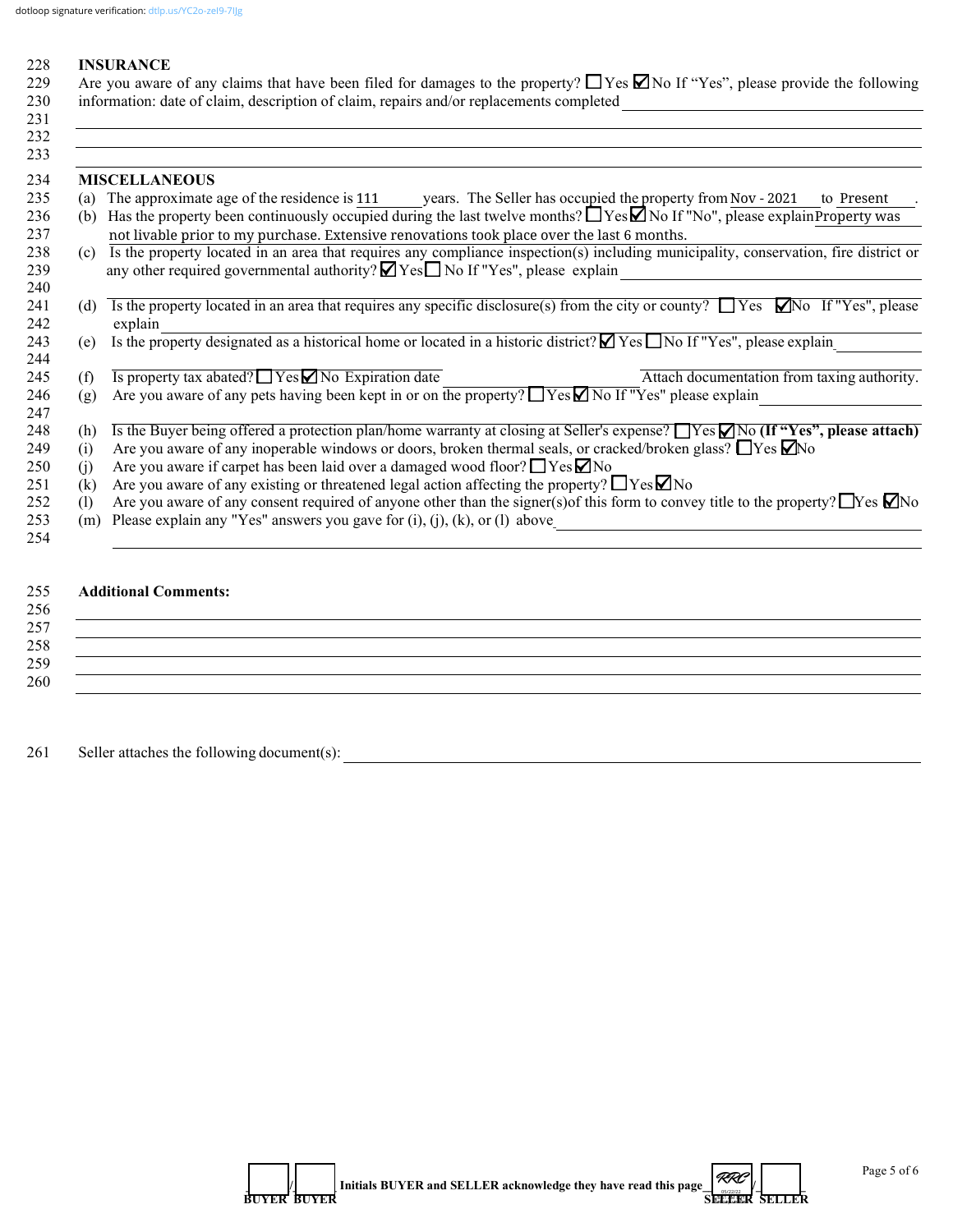dotloop signature verification: dtlp.us/YC2o-zeI9-7lJg

228 **INSURANCE**
229 Are you aware of any claims that have been filed for damages to the property? ☐ Yes ☑ No If "Yes", please provide the following
230 information: date of claim, description of claim, repairs and/or replacements completed ______
231 ______
232 ______
233 ______

234 **MISCELLANEOUS**
235 (a) The approximate age of the residence is 111 years. The Seller has occupied the property from Nov - 2021 to Present.
236 (b) Has the property been continuously occupied during the last twelve months? ☐ Yes ☑ No If "No", please explain Property was
237 not livable prior to my purchase. Extensive renovations took place over the last 6 months.
238 (c) Is the property located in an area that requires any compliance inspection(s) including municipality, conservation, fire district or
239 any other required governmental authority? ☑ Yes ☐ No If "Yes", please explain ______
240 ______
241 (d) Is the property located in an area that requires any specific disclosure(s) from the city or county? ☐ Yes ☑ No If "Yes", please
242 explain ______
243 (e) Is the property designated as a historical home or located in a historic district? ☑ Yes ☐ No If "Yes", please explain ______
244 ______
245 (f) Is property tax abated? ☐ Yes ☑ No Expiration date ______ Attach documentation from taxing authority.
246 (g) Are you aware of any pets having been kept in or on the property? ☐ Yes ☑ No If "Yes" please explain ______
247 ______
248 (h) Is the Buyer being offered a protection plan/home warranty at closing at Seller's expense? ☐ Yes ☑ No **(If "Yes", please attach)**
249 (i) Are you aware of any inoperable windows or doors, broken thermal seals, or cracked/broken glass? ☐ Yes ☑ No
250 (j) Are you aware if carpet has been laid over a damaged wood floor? ☐ Yes ☑ No
251 (k) Are you aware of any existing or threatened legal action affecting the property? ☐ Yes ☑ No
252 (l) Are you aware of any consent required of anyone other than the signer(s)of this form to convey title to the property? ☐ Yes ☑ No
253 (m) Please explain any "Yes" answers you gave for (i), (j), (k), or (l) above ______
254 ______

255 **Additional Comments:**
256 ______
257 ______
258 ______
259 ______
260 ______

261 Seller attaches the following document(s): ______

_____ / _____ **Initials BUYER and SELLER acknowledge they have read this page** RRC 05/22/22 / _____
**BUYER BUYER** **SELLER SELLER**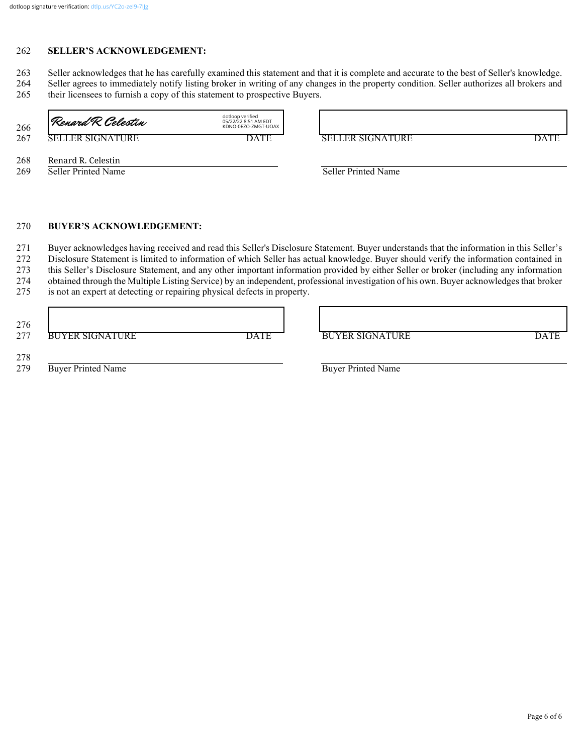dotloop signature verification: dtlp.us/YC2o-zeI9-7lJg

262 **SELLER'S ACKNOWLEDGEMENT:**

263 Seller acknowledges that he has carefully examined this statement and that it is complete and accurate to the best of Seller's knowledge.
264 Seller agrees to immediately notify listing broker in writing of any changes in the property condition. Seller authorizes all brokers and
265 their licensees to furnish a copy of this statement to prospective Buyers.

| | |
|---|---|
| 266 Renard R Celestin (dotloop verified 05/22/22 8:51 AM EDT KDNO-0EZO-ZMGT-UOAX) | |
| 267 SELLER SIGNATURE DATE | SELLER SIGNATURE DATE |
| 268 Renard R. Celestin | |
| 269 Seller Printed Name | Seller Printed Name |

270 **BUYER'S ACKNOWLEDGEMENT:**

271 Buyer acknowledges having received and read this Seller's Disclosure Statement. Buyer understands that the information in this Seller's
272 Disclosure Statement is limited to information of which Seller has actual knowledge. Buyer should verify the information contained in
273 this Seller's Disclosure Statement, and any other important information provided by either Seller or broker (including any information
274 obtained through the Multiple Listing Service) by an independent, professional investigation of his own. Buyer acknowledges that broker
275 is not an expert at detecting or repairing physical defects in property.

| | |
|---|---|
| 276 | |
| 277 BUYER SIGNATURE DATE | BUYER SIGNATURE DATE |
| 278 | |
| 279 Buyer Printed Name | Buyer Printed Name |